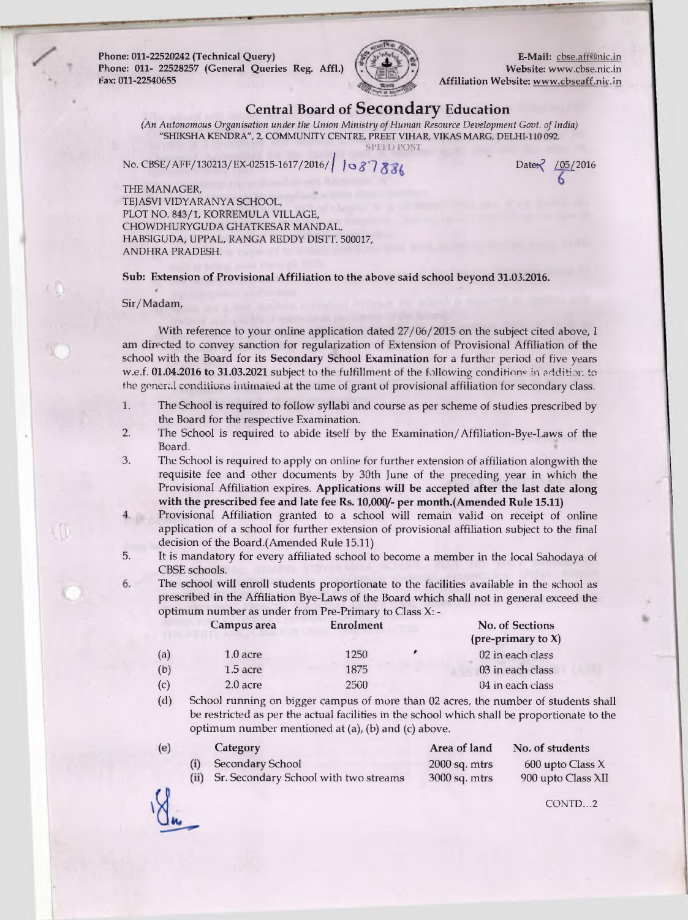Phone: 011-22520242 (Technical Query)
Phone: 011- 22528257 (General Queries Reg. Affl.)
Fax: 011-22540655

E-Mail: cbse.aff@nic.in
Website: www.cbse.nic.in
Affiliation Website: www.cbseaff.nic.in

# Central Board of Secondary Education

*(An Autonomous Organisation under the Union Ministry of Human Resource Development Govt. of India)*
"SHIKSHA KENDRA", 2, COMMUNITY CENTRE, PREET VIHAR, VIKAS MARG, DELHI-110 092.

SPEED POST

No. CBSE/AFF/130213/EX-02515-1617/2016/ 1087886

Date 2/05/2016 6

THE MANAGER,
TEJASVI VIDYARANYA SCHOOL,
PLOT NO. 843/1, KORREMULA VILLAGE,
CHOWDHURYGUDA GHATKESAR MANDAL,
HABSIGUDA, UPPAL, RANGA REDDY DISTT. 500017,
ANDHRA PRADESH.

**Sub: Extension of Provisional Affiliation to the above said school beyond 31.03.2016.**

Sir/Madam,

With reference to your online application dated 27/06/2015 on the subject cited above, I am directed to convey sanction for regularization of Extension of Provisional Affiliation of the school with the Board for its **Secondary School Examination** for a further period of five years w.e.f. **01.04.2016 to 31.03.2021** subject to the fulfillment of the following conditions in addition to the general conditions intimated at the time of grant of provisional affiliation for secondary class.

1. The School is required to follow syllabi and course as per scheme of studies prescribed by the Board for the respective Examination.
2. The School is required to abide itself by the Examination/Affiliation-Bye-Laws of the Board.
3. The School is required to apply on online for further extension of affiliation alongwith the requisite fee and other documents by 30th June of the preceding year in which the Provisional Affiliation expires. **Applications will be accepted after the last date along with the prescribed fee and late fee Rs. 10,000/- per month.(Amended Rule 15.11)**
4. Provisional Affiliation granted to a school will remain valid on receipt of online application of a school for further extension of provisional affiliation subject to the final decision of the Board.(Amended Rule 15.11)
5. It is mandatory for every affiliated school to become a member in the local Sahodaya of CBSE schools.
6. The school will enroll students proportionate to the facilities available in the school as prescribed in the Affiliation Bye-Laws of the Board which shall not in general exceed the optimum number as under from Pre-Primary to Class X: -

| | Campus area | Enrolment | No. of Sections (pre-primary to X) |
|---|---|---|---|
| (a) | 1.0 acre | 1250 | 02 in each class |
| (b) | 1.5 acre | 1875 | 03 in each class |
| (c) | 2.0 acre | 2500 | 04 in each class |

(d) School running on bigger campus of more than 02 acres, the number of students shall be restricted as per the actual facilities in the school which shall be proportionate to the optimum number mentioned at (a), (b) and (c) above.

| (e) | Category | Area of land | No. of students |
|---|---|---|---|
| (i) | Secondary School | 2000 sq. mtrs | 600 upto Class X |
| (ii) | Sr. Secondary School with two streams | 3000 sq. mtrs | 900 upto Class XII |

CONTD...2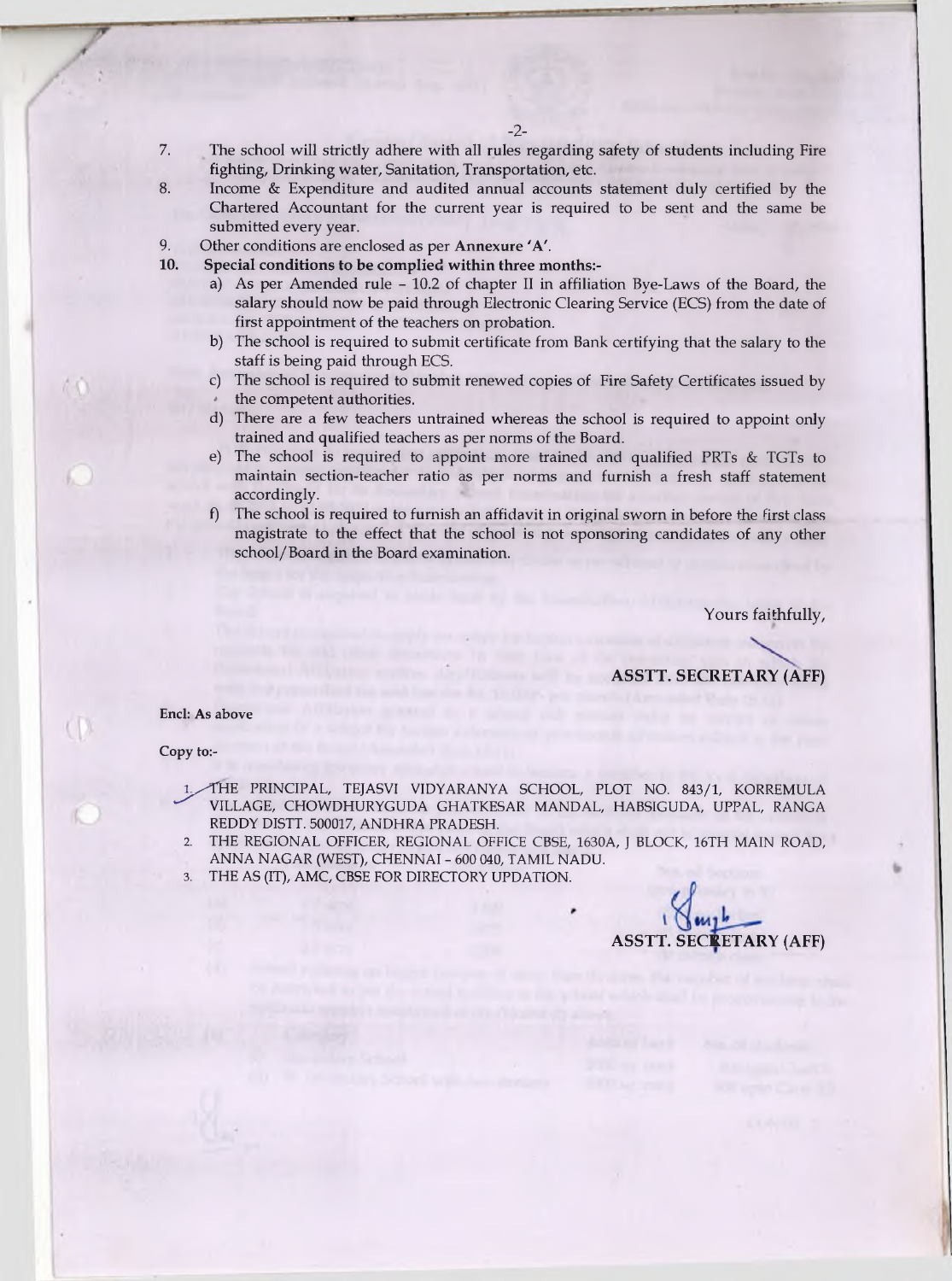7. The school will strictly adhere with all rules regarding safety of students including Fire fighting, Drinking water, Sanitation, Transportation, etc.
8. Income & Expenditure and audited annual accounts statement duly certified by the Chartered Accountant for the current year is required to be sent and the same be submitted every year.
9. Other conditions are enclosed as per **Annexure 'A'**.
10. **Special conditions to be complied within three months:-**
    a) As per Amended rule – 10.2 of chapter II in affiliation Bye-Laws of the Board, the salary should now be paid through Electronic Clearing Service (ECS) from the date of first appointment of the teachers on probation.
    b) The school is required to submit certificate from Bank certifying that the salary to the staff is being paid through ECS.
    c) The school is required to submit renewed copies of Fire Safety Certificates issued by the competent authorities.
    d) There are a few teachers untrained whereas the school is required to appoint only trained and qualified teachers as per norms of the Board.
    e) The school is required to appoint more trained and qualified PRTs & TGTs to maintain section-teacher ratio as per norms and furnish a fresh staff statement accordingly.
    f) The school is required to furnish an affidavit in original sworn in before the first class magistrate to the effect that the school is not sponsoring candidates of any other school/Board in the Board examination.

Yours faithfully,

**ASSTT. SECRETARY (AFF)**

**Encl: As above**

**Copy to:-**

1. THE PRINCIPAL, TEJASVI VIDYARANYA SCHOOL, PLOT NO. 843/1, KORREMULA VILLAGE, CHOWDHURYGUDA GHATKESAR MANDAL, HABSIGUDA, UPPAL, RANGA REDDY DISTT. 500017, ANDHRA PRADESH.
2. THE REGIONAL OFFICER, REGIONAL OFFICE CBSE, 1630A, J BLOCK, 16TH MAIN ROAD, ANNA NAGAR (WEST), CHENNAI – 600 040, TAMIL NADU.
3. THE AS (IT), AMC, CBSE FOR DIRECTORY UPDATION.

**ASSTT. SECRETARY (AFF)**